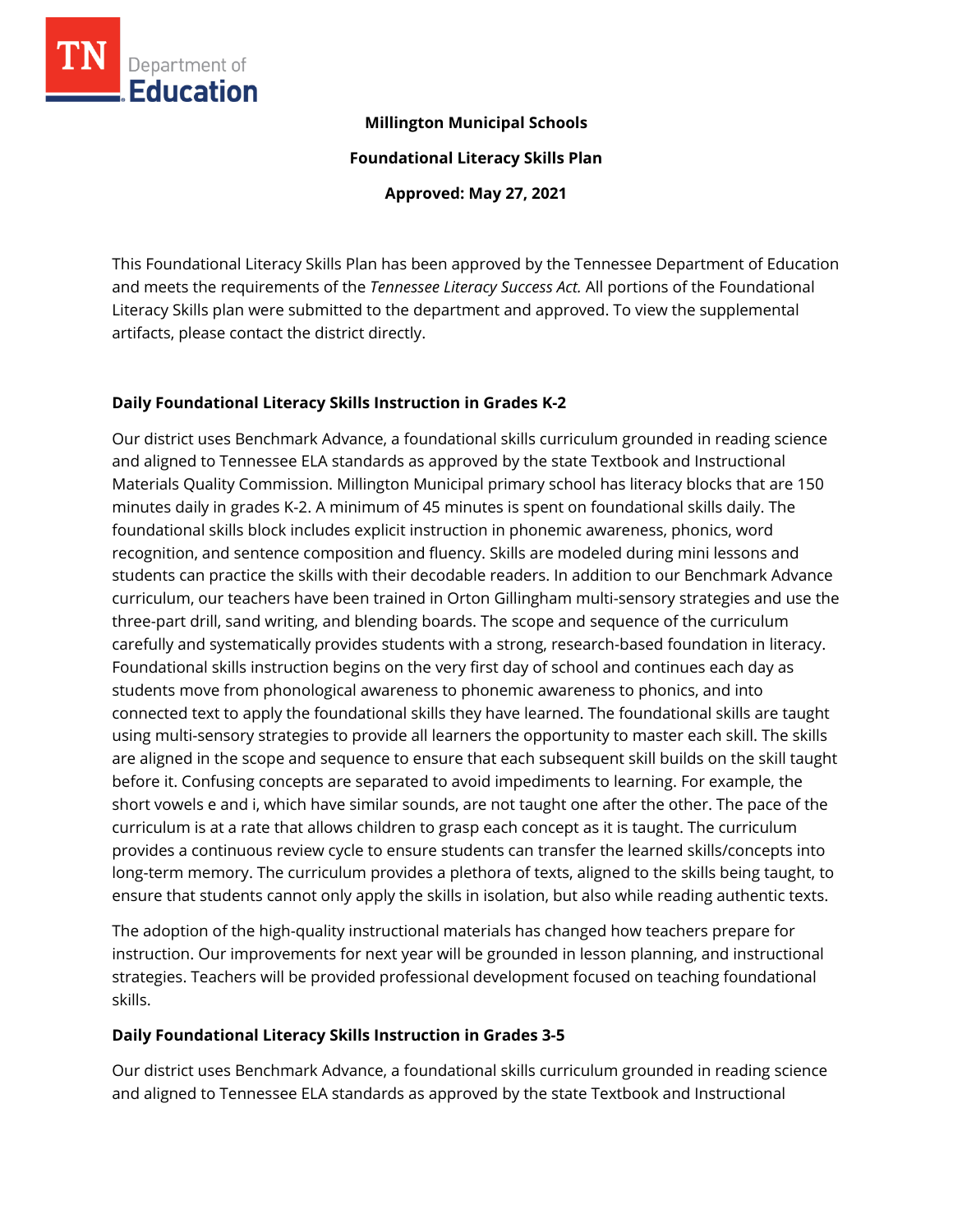**Millington Municipal Schools**

**Foundational Literacy Skills Plan**

**Approved: May 27, 2021**

This Foundational Literacy Skills Plan has been approved by the Tennessee Department of Education and meets the requirements of the *Tennessee Literacy Success Act.* All portions of the Foundational Literacy Skills plan were submitted to the department and approved. To view the supplemental artifacts, please contact the district directly.

## Daily Foundational Literacy Skills Instruction in Grades K-2

Our district uses Benchmark Advance, a foundational skills curriculum grounded in reading science and aligned to Tennessee ELA standards as approved by the state Textbook and Instructional Materials Quality Commission. Millington Municipal primary school has literacy blocks that are 150 minutes daily in grades K-2. A minimum of 45 minutes is spent on foundational skills daily. The foundational skills block includes explicit instruction in phonemic awareness, phonics, word recognition, and sentence composition and fluency. Skills are modeled during mini lessons and students can practice the skills with their decodable readers. In addition to our Benchmark Advance curriculum, our teachers have been trained in Orton Gillingham multi-sensory strategies and use the three-part drill, sand writing, and blending boards. The scope and sequence of the curriculum carefully and systematically provides students with a strong, research-based foundation in literacy. Foundational skills instruction begins on the very first day of school and continues each day as students move from phonological awareness to phonemic awareness to phonics, and into connected text to apply the foundational skills they have learned. The foundational skills are taught using multi-sensory strategies to provide all learners the opportunity to master each skill. The skills are aligned in the scope and sequence to ensure that each subsequent skill builds on the skill taught before it. Confusing concepts are separated to avoid impediments to learning. For example, the short vowels e and i, which have similar sounds, are not taught one after the other. The pace of the curriculum is at a rate that allows children to grasp each concept as it is taught. The curriculum provides a continuous review cycle to ensure students can transfer the learned skills/concepts into long-term memory. The curriculum provides a plethora of texts, aligned to the skills being taught, to ensure that students cannot only apply the skills in isolation, but also while reading authentic texts.

The adoption of the high-quality instructional materials has changed how teachers prepare for instruction. Our improvements for next year will be grounded in lesson planning, and instructional strategies. Teachers will be provided professional development focused on teaching foundational skills.

## Daily Foundational Literacy Skills Instruction in Grades 3-5

Our district uses Benchmark Advance, a foundational skills curriculum grounded in reading science and aligned to Tennessee ELA standards as approved by the state Textbook and Instructional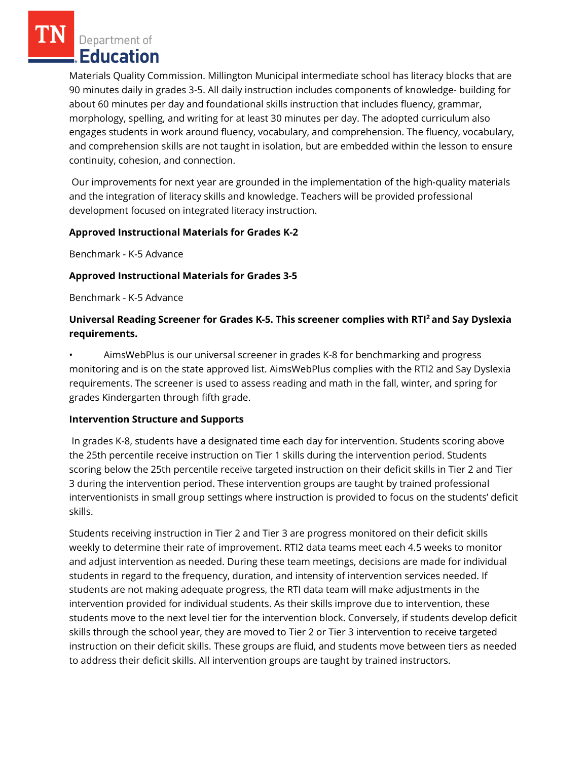Materials Quality Commission. Millington Municipal intermediate school has literacy blocks that are 90 minutes daily in grades 3-5. All daily instruction includes components of knowledge- building for about 60 minutes per day and foundational skills instruction that includes fluency, grammar, morphology, spelling, and writing for at least 30 minutes per day. The adopted curriculum also engages students in work around fluency, vocabulary, and comprehension. The fluency, vocabulary, and comprehension skills are not taught in isolation, but are embedded within the lesson to ensure continuity, cohesion, and connection.

Our improvements for next year are grounded in the implementation of the high-quality materials and the integration of literacy skills and knowledge. Teachers will be provided professional development focused on integrated literacy instruction.

**Approved Instructional Materials for Grades K-2**

Benchmark - K-5 Advance

**Approved Instructional Materials for Grades 3-5**

Benchmark - K-5 Advance

**Universal Reading Screener for Grades K-5. This screener complies with RTI² and Say Dyslexia requirements.**

- AimsWebPlus is our universal screener in grades K-8 for benchmarking and progress monitoring and is on the state approved list. AimsWebPlus complies with the RTI2 and Say Dyslexia requirements. The screener is used to assess reading and math in the fall, winter, and spring for grades Kindergarten through fifth grade.

**Intervention Structure and Supports**

In grades K-8, students have a designated time each day for intervention. Students scoring above the 25th percentile receive instruction on Tier 1 skills during the intervention period. Students scoring below the 25th percentile receive targeted instruction on their deficit skills in Tier 2 and Tier 3 during the intervention period. These intervention groups are taught by trained professional interventionists in small group settings where instruction is provided to focus on the students' deficit skills.

Students receiving instruction in Tier 2 and Tier 3 are progress monitored on their deficit skills weekly to determine their rate of improvement. RTI2 data teams meet each 4.5 weeks to monitor and adjust intervention as needed. During these team meetings, decisions are made for individual students in regard to the frequency, duration, and intensity of intervention services needed. If students are not making adequate progress, the RTI data team will make adjustments in the intervention provided for individual students. As their skills improve due to intervention, these students move to the next level tier for the intervention block. Conversely, if students develop deficit skills through the school year, they are moved to Tier 2 or Tier 3 intervention to receive targeted instruction on their deficit skills. These groups are fluid, and students move between tiers as needed to address their deficit skills. All intervention groups are taught by trained instructors.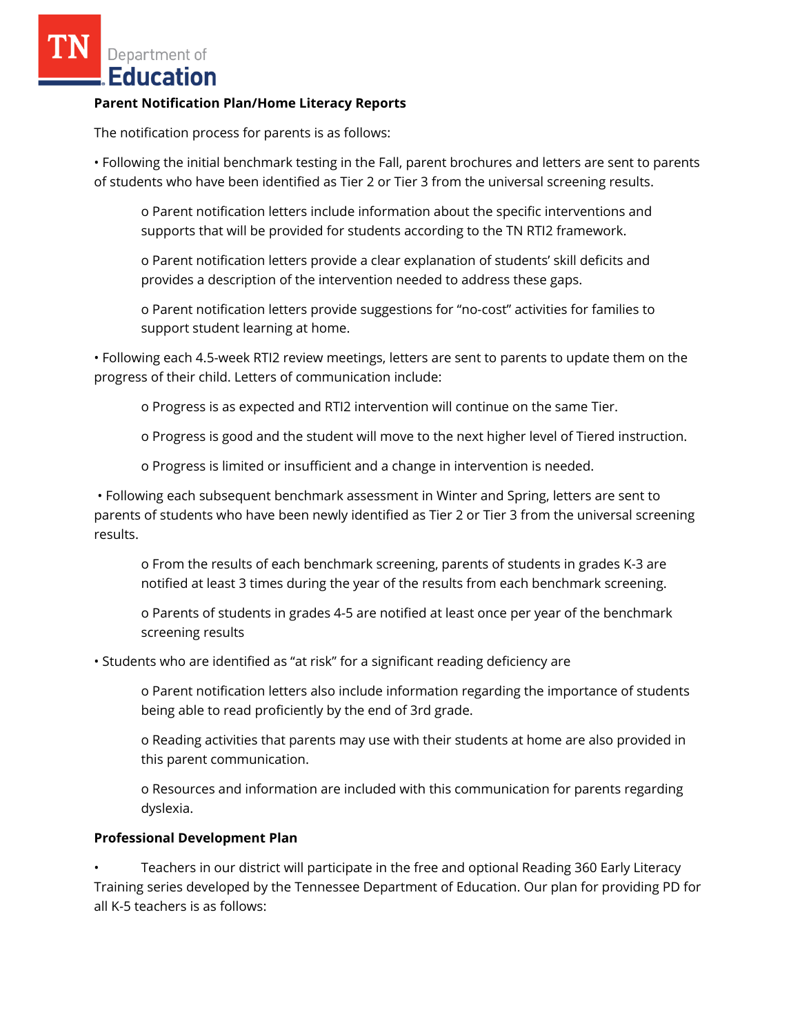**Parent Notification Plan/Home Literacy Reports**

The notification process for parents is as follows:

- Following the initial benchmark testing in the Fall, parent brochures and letters are sent to parents of students who have been identified as Tier 2 or Tier 3 from the universal screening results.
    - Parent notification letters include information about the specific interventions and supports that will be provided for students according to the TN RTI2 framework.
    - Parent notification letters provide a clear explanation of students' skill deficits and provides a description of the intervention needed to address these gaps.
    - Parent notification letters provide suggestions for "no-cost" activities for families to support student learning at home.
- Following each 4.5-week RTI2 review meetings, letters are sent to parents to update them on the progress of their child. Letters of communication include:
    - Progress is as expected and RTI2 intervention will continue on the same Tier.
    - Progress is good and the student will move to the next higher level of Tiered instruction.
    - Progress is limited or insufficient and a change in intervention is needed.
- Following each subsequent benchmark assessment in Winter and Spring, letters are sent to parents of students who have been newly identified as Tier 2 or Tier 3 from the universal screening results.
    - From the results of each benchmark screening, parents of students in grades K-3 are notified at least 3 times during the year of the results from each benchmark screening.
    - Parents of students in grades 4-5 are notified at least once per year of the benchmark screening results
- Students who are identified as "at risk" for a significant reading deficiency are
    - Parent notification letters also include information regarding the importance of students being able to read proficiently by the end of 3rd grade.
    - Reading activities that parents may use with their students at home are also provided in this parent communication.
    - Resources and information are included with this communication for parents regarding dyslexia.

**Professional Development Plan**

- Teachers in our district will participate in the free and optional Reading 360 Early Literacy Training series developed by the Tennessee Department of Education. Our plan for providing PD for all K-5 teachers is as follows: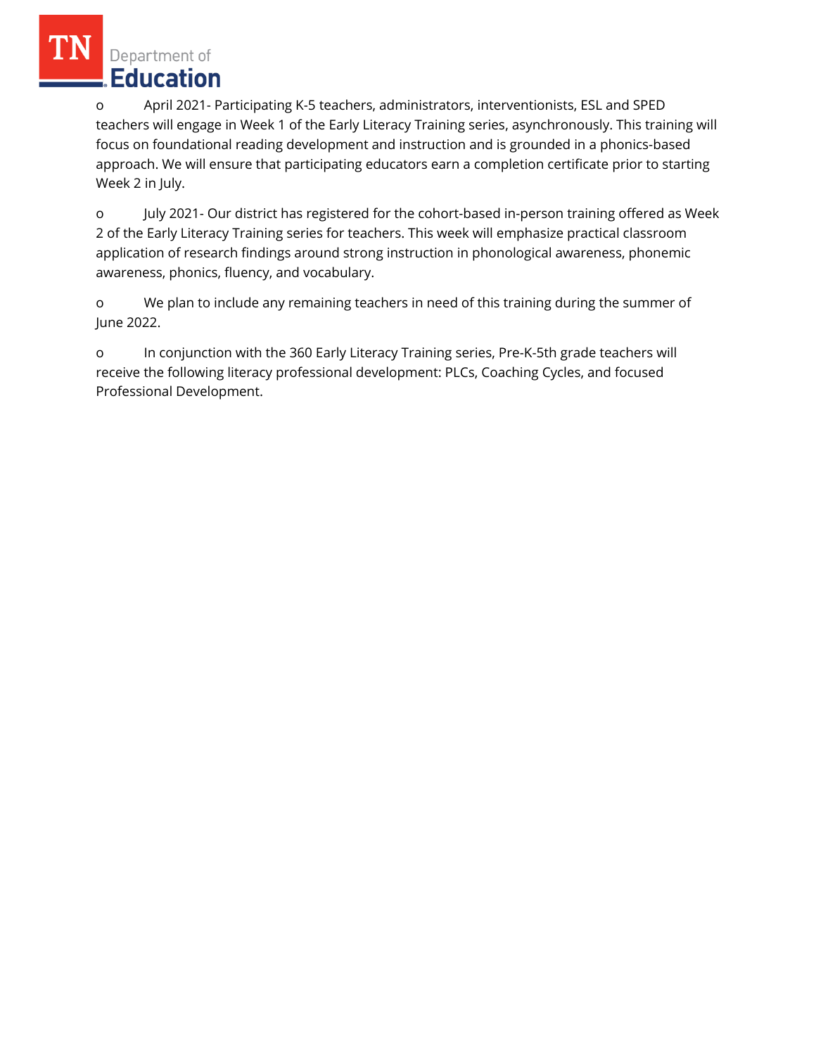- April 2021- Participating K-5 teachers, administrators, interventionists, ESL and SPED teachers will engage in Week 1 of the Early Literacy Training series, asynchronously. This training will focus on foundational reading development and instruction and is grounded in a phonics-based approach. We will ensure that participating educators earn a completion certificate prior to starting Week 2 in July.

- July 2021- Our district has registered for the cohort-based in-person training offered as Week 2 of the Early Literacy Training series for teachers. This week will emphasize practical classroom application of research findings around strong instruction in phonological awareness, phonemic awareness, phonics, fluency, and vocabulary.

- We plan to include any remaining teachers in need of this training during the summer of June 2022.

- In conjunction with the 360 Early Literacy Training series, Pre-K-5th grade teachers will receive the following literacy professional development: PLCs, Coaching Cycles, and focused Professional Development.